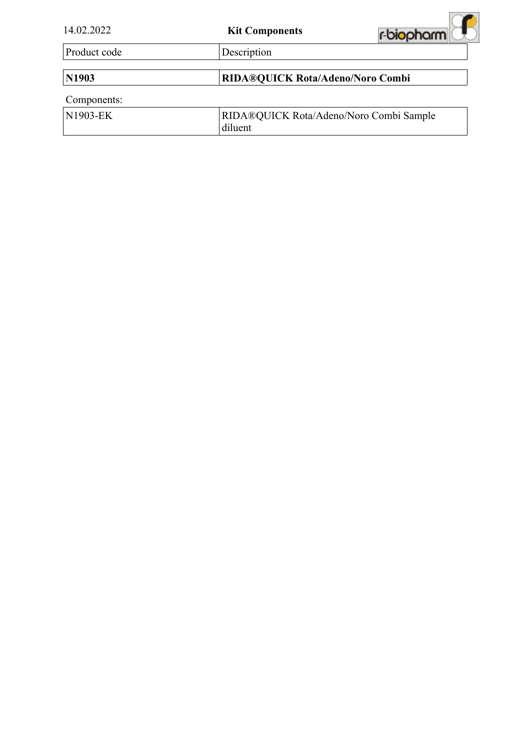14.02.2022

**Kit Components**

| Product code | Description |
|---|---|
| **N1903** | **RIDA®QUICK Rota/Adeno/Noro Combi** |

Components:

| | |
|---|---|
| N1903-EK | RIDA®QUICK Rota/Adeno/Noro Combi Sample diluent |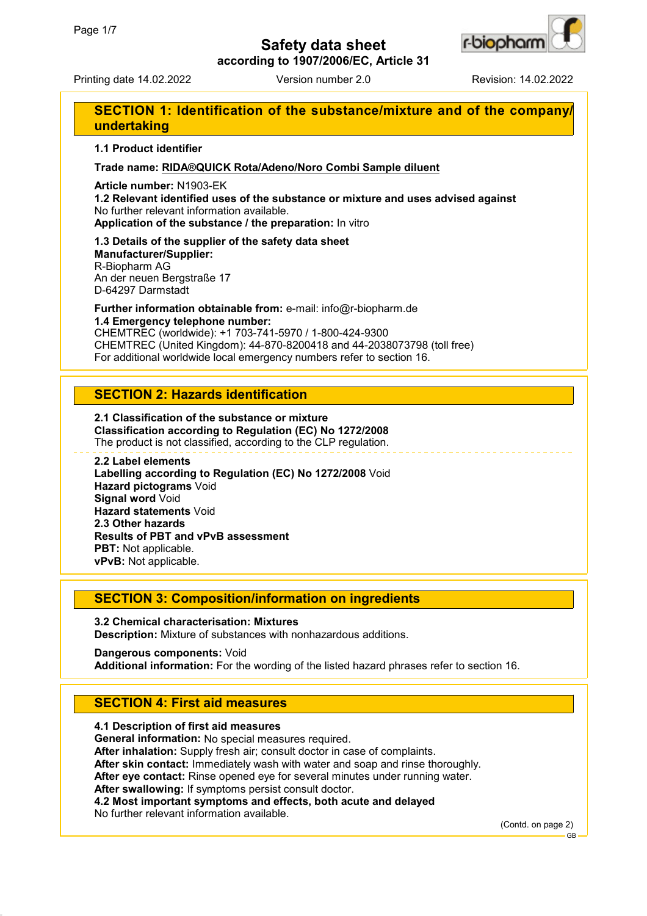# Safety data sheet

**according to 1907/2006/EC, Article 31**

Printing date 14.02.2022 Version number 2.0 Revision: 14.02.2022

## SECTION 1: Identification of the substance/mixture and of the company/undertaking

**1.1 Product identifier**

**Trade name: RIDA®QUICK Rota/Adeno/Noro Combi Sample diluent**

**Article number:** N1903-EK
**1.2 Relevant identified uses of the substance or mixture and uses advised against**
No further relevant information available.
**Application of the substance / the preparation:** In vitro

**1.3 Details of the supplier of the safety data sheet**
**Manufacturer/Supplier:**
R-Biopharm AG
An der neuen Bergstraße 17
D-64297 Darmstadt

**Further information obtainable from:** e-mail: info@r-biopharm.de
**1.4 Emergency telephone number:**
CHEMTREC (worldwide): +1 703-741-5970 / 1-800-424-9300
CHEMTREC (United Kingdom): 44-870-8200418 and 44-2038073798 (toll free)
For additional worldwide local emergency numbers refer to section 16.

## SECTION 2: Hazards identification

**2.1 Classification of the substance or mixture**
**Classification according to Regulation (EC) No 1272/2008**
The product is not classified, according to the CLP regulation.

**2.2 Label elements**
**Labelling according to Regulation (EC) No 1272/2008** Void
**Hazard pictograms** Void
**Signal word** Void
**Hazard statements** Void
**2.3 Other hazards**
**Results of PBT and vPvB assessment**
**PBT:** Not applicable.
**vPvB:** Not applicable.

## SECTION 3: Composition/information on ingredients

**3.2 Chemical characterisation: Mixtures**
**Description:** Mixture of substances with nonhazardous additions.

**Dangerous components:** Void
**Additional information:** For the wording of the listed hazard phrases refer to section 16.

## SECTION 4: First aid measures

**4.1 Description of first aid measures**
**General information:** No special measures required.
**After inhalation:** Supply fresh air; consult doctor in case of complaints.
**After skin contact:** Immediately wash with water and soap and rinse thoroughly.
**After eye contact:** Rinse opened eye for several minutes under running water.
**After swallowing:** If symptoms persist consult doctor.
**4.2 Most important symptoms and effects, both acute and delayed**
No further relevant information available.

(Contd. on page 2)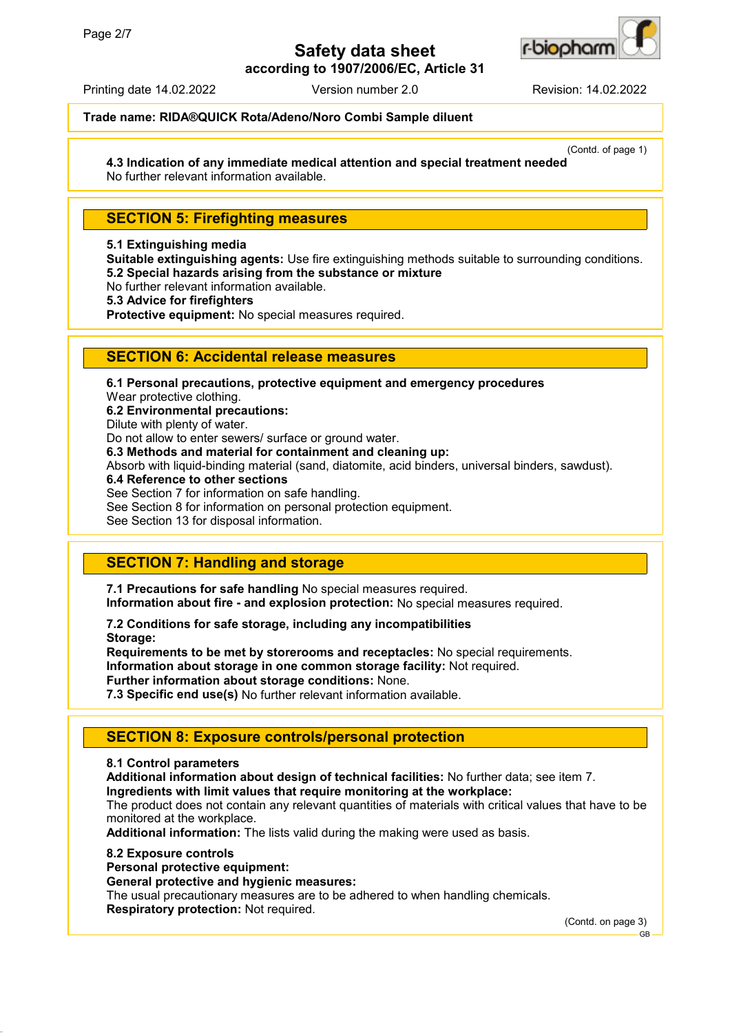**Trade name: RIDA®QUICK Rota/Adeno/Noro Combi Sample diluent**

(Contd. of page 1)

**4.3 Indication of any immediate medical attention and special treatment needed**
No further relevant information available.

## SECTION 5: Firefighting measures

**5.1 Extinguishing media**
**Suitable extinguishing agents:** Use fire extinguishing methods suitable to surrounding conditions.
**5.2 Special hazards arising from the substance or mixture**
No further relevant information available.
**5.3 Advice for firefighters**
**Protective equipment:** No special measures required.

## SECTION 6: Accidental release measures

**6.1 Personal precautions, protective equipment and emergency procedures**
Wear protective clothing.
**6.2 Environmental precautions:**
Dilute with plenty of water.
Do not allow to enter sewers/ surface or ground water.
**6.3 Methods and material for containment and cleaning up:**
Absorb with liquid-binding material (sand, diatomite, acid binders, universal binders, sawdust).
**6.4 Reference to other sections**
See Section 7 for information on safe handling.
See Section 8 for information on personal protection equipment.
See Section 13 for disposal information.

## SECTION 7: Handling and storage

**7.1 Precautions for safe handling** No special measures required.
**Information about fire - and explosion protection:** No special measures required.

**7.2 Conditions for safe storage, including any incompatibilities**
**Storage:**
**Requirements to be met by storerooms and receptacles:** No special requirements.
**Information about storage in one common storage facility:** Not required.
**Further information about storage conditions:** None.
**7.3 Specific end use(s)** No further relevant information available.

## SECTION 8: Exposure controls/personal protection

**8.1 Control parameters**
**Additional information about design of technical facilities:** No further data; see item 7.
**Ingredients with limit values that require monitoring at the workplace:**
The product does not contain any relevant quantities of materials with critical values that have to be monitored at the workplace.
**Additional information:** The lists valid during the making were used as basis.

**8.2 Exposure controls**
**Personal protective equipment:**
**General protective and hygienic measures:**
The usual precautionary measures are to be adhered to when handling chemicals.
**Respiratory protection:** Not required.

(Contd. on page 3)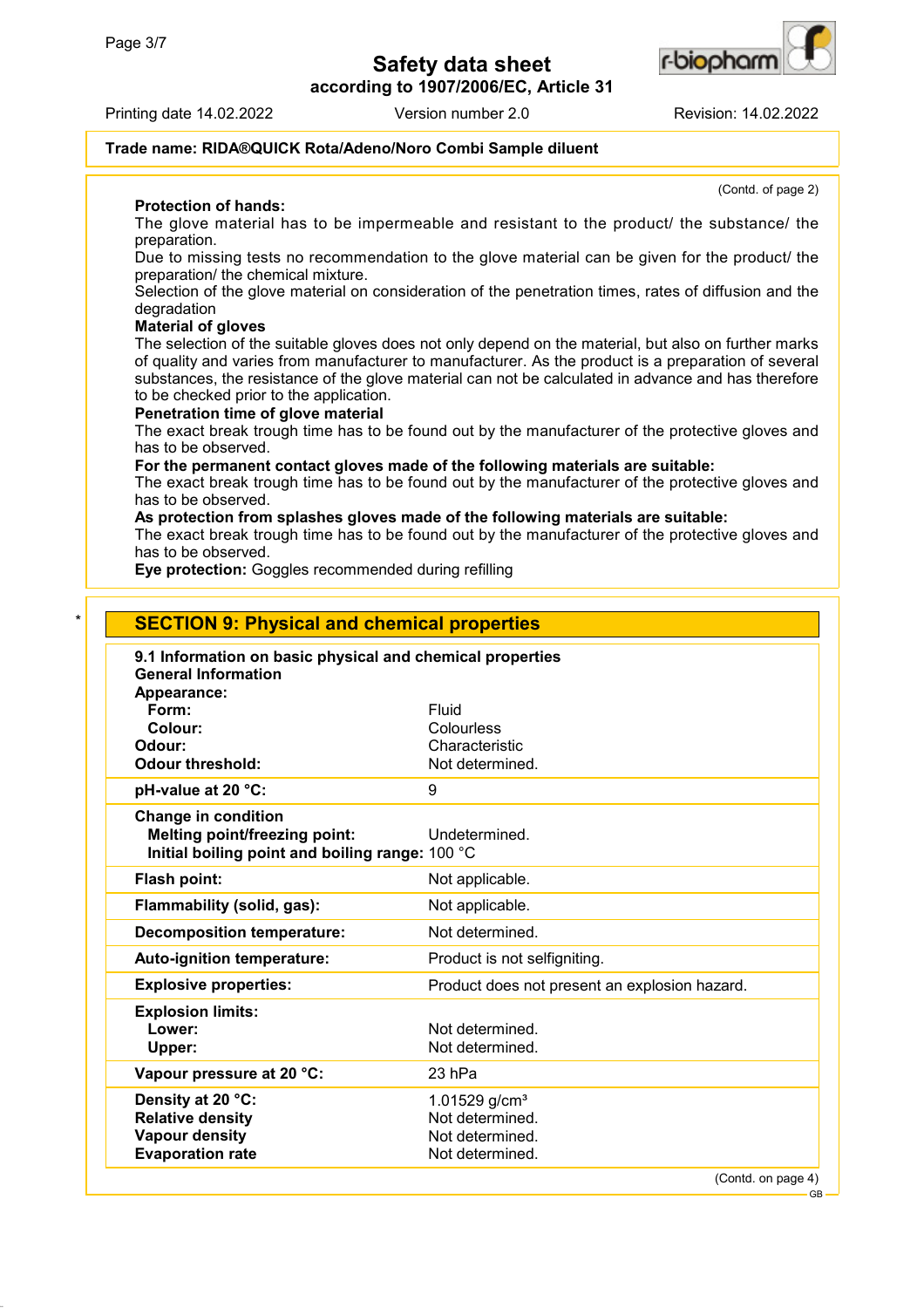**Trade name: RIDA®QUICK Rota/Adeno/Noro Combi Sample diluent**

(Contd. of page 2)

**Protection of hands:**

The glove material has to be impermeable and resistant to the product/ the substance/ the preparation.

Due to missing tests no recommendation to the glove material can be given for the product/ the preparation/ the chemical mixture.

Selection of the glove material on consideration of the penetration times, rates of diffusion and the degradation

**Material of gloves**

The selection of the suitable gloves does not only depend on the material, but also on further marks of quality and varies from manufacturer to manufacturer. As the product is a preparation of several substances, the resistance of the glove material can not be calculated in advance and has therefore to be checked prior to the application.

**Penetration time of glove material**

The exact break trough time has to be found out by the manufacturer of the protective gloves and has to be observed.

**For the permanent contact gloves made of the following materials are suitable:**

The exact break trough time has to be found out by the manufacturer of the protective gloves and has to be observed.

**As protection from splashes gloves made of the following materials are suitable:**

The exact break trough time has to be found out by the manufacturer of the protective gloves and has to be observed.

**Eye protection:** Goggles recommended during refilling

## * SECTION 9: Physical and chemical properties

**9.1 Information on basic physical and chemical properties**

| **General Information** | |
|---|---|
| **Appearance:** | |
| **Form:** | Fluid |
| **Colour:** | Colourless |
| **Odour:** | Characteristic |
| **Odour threshold:** | Not determined. |
| **pH-value at 20 °C:** | 9 |
| **Change in condition** | |
| **Melting point/freezing point:** | Undetermined. |
| **Initial boiling point and boiling range:** | 100 °C |
| **Flash point:** | Not applicable. |
| **Flammability (solid, gas):** | Not applicable. |
| **Decomposition temperature:** | Not determined. |
| **Auto-ignition temperature:** | Product is not selfigniting. |
| **Explosive properties:** | Product does not present an explosion hazard. |
| **Explosion limits:** | |
| **Lower:** | Not determined. |
| **Upper:** | Not determined. |
| **Vapour pressure at 20 °C:** | 23 hPa |
| **Density at 20 °C:** | 1.01529 g/cm³ |
| **Relative density** | Not determined. |
| **Vapour density** | Not determined. |
| **Evaporation rate** | Not determined. |

(Contd. on page 4)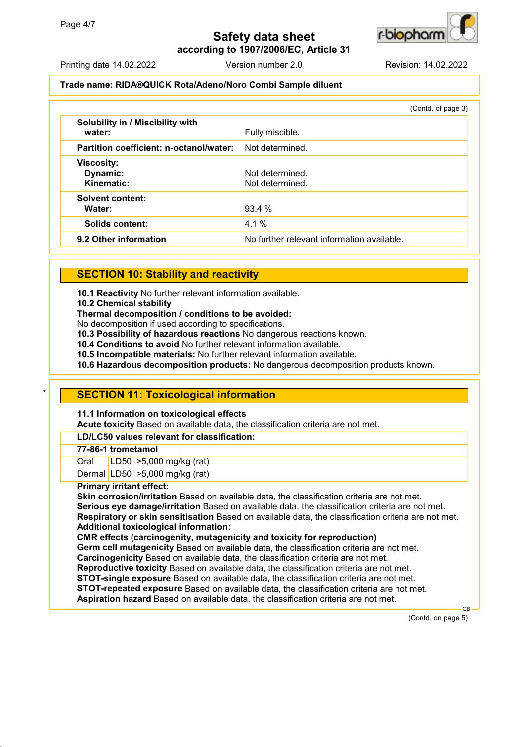**Trade name: RIDA®QUICK Rota/Adeno/Noro Combi Sample diluent**

(Contd. of page 3)

| | |
|---|---|
| **Solubility in / Miscibility with water:** | Fully miscible. |
| **Partition coefficient: n-octanol/water:** | Not determined. |
| **Viscosity:** | |
| **Dynamic:** | Not determined. |
| **Kinematic:** | Not determined. |
| **Solvent content:** | |
| **Water:** | 93.4 % |
| **Solids content:** | 4.1 % |
| **9.2 Other information** | No further relevant information available. |

## SECTION 10: Stability and reactivity

**10.1 Reactivity** No further relevant information available.
**10.2 Chemical stability**
**Thermal decomposition / conditions to be avoided:**
No decomposition if used according to specifications.
**10.3 Possibility of hazardous reactions** No dangerous reactions known.
**10.4 Conditions to avoid** No further relevant information available.
**10.5 Incompatible materials:** No further relevant information available.
**10.6 Hazardous decomposition products:** No dangerous decomposition products known.

\* 

## SECTION 11: Toxicological information

**11.1 Information on toxicological effects**
**Acute toxicity** Based on available data, the classification criteria are not met.

**LD/LC50 values relevant for classification:**

| **77-86-1 trometamol** | | |
|---|---|---|
| Oral | LD50 | >5,000 mg/kg (rat) |
| Dermal | LD50 | >5,000 mg/kg (rat) |

**Primary irritant effect:**
**Skin corrosion/irritation** Based on available data, the classification criteria are not met.
**Serious eye damage/irritation** Based on available data, the classification criteria are not met.
**Respiratory or skin sensitisation** Based on available data, the classification criteria are not met.
**Additional toxicological information:**
**CMR effects (carcinogenity, mutagenicity and toxicity for reproduction)**
**Germ cell mutagenicity** Based on available data, the classification criteria are not met.
**Carcinogenicity** Based on available data, the classification criteria are not met.
**Reproductive toxicity** Based on available data, the classification criteria are not met.
**STOT-single exposure** Based on available data, the classification criteria are not met.
**STOT-repeated exposure** Based on available data, the classification criteria are not met.
**Aspiration hazard** Based on available data, the classification criteria are not met.

(Contd. on page 5)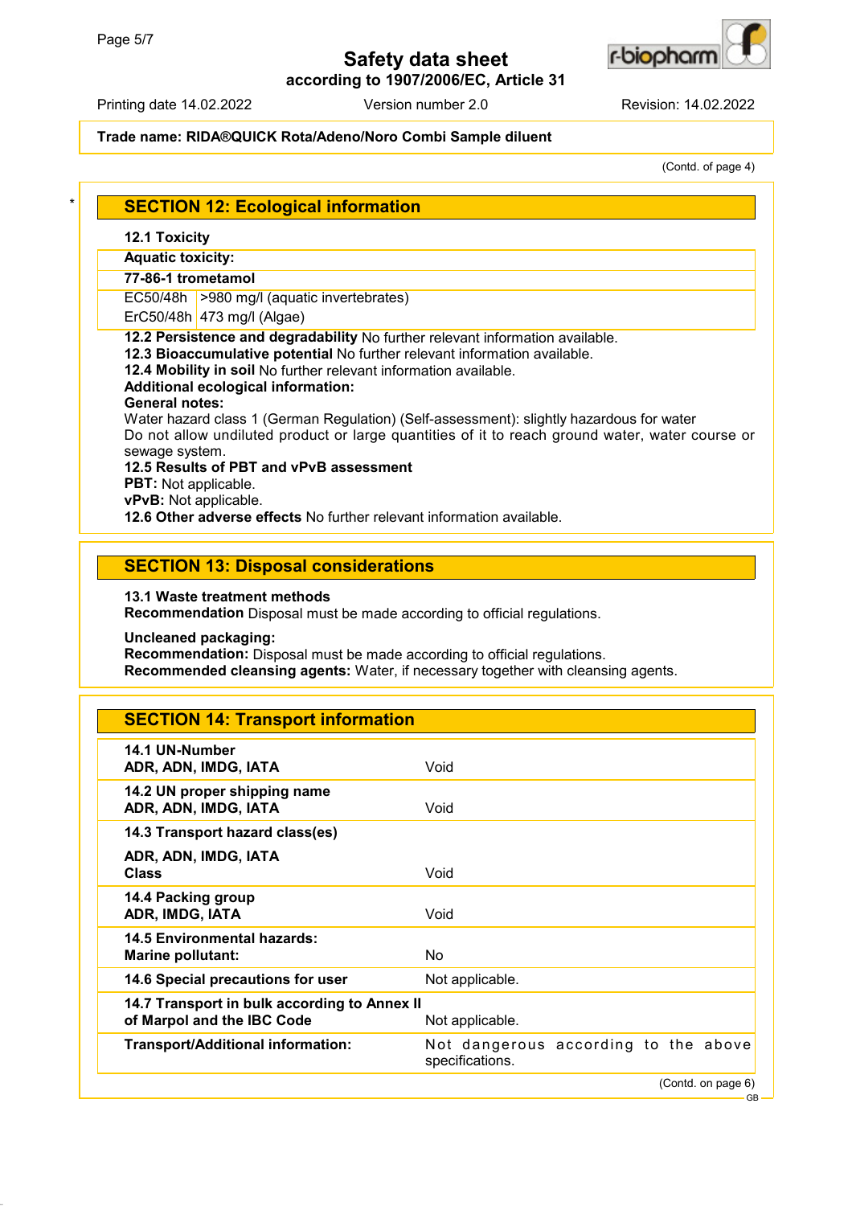Trade name: **RIDA®QUICK Rota/Adeno/Noro Combi Sample diluent**

(Contd. of page 4)

## SECTION 12: Ecological information

**12.1 Toxicity**

**Aquatic toxicity:**

**77-86-1 trometamol**

| | |
|---|---|
| EC50/48h | >980 mg/l (aquatic invertebrates) |
| ErC50/48h | 473 mg/l (Algae) |

**12.2 Persistence and degradability** No further relevant information available.
**12.3 Bioaccumulative potential** No further relevant information available.
**12.4 Mobility in soil** No further relevant information available.
**Additional ecological information:**
**General notes:**
Water hazard class 1 (German Regulation) (Self-assessment): slightly hazardous for water
Do not allow undiluted product or large quantities of it to reach ground water, water course or sewage system.
**12.5 Results of PBT and vPvB assessment**
**PBT:** Not applicable.
**vPvB:** Not applicable.
**12.6 Other adverse effects** No further relevant information available.

## SECTION 13: Disposal considerations

**13.1 Waste treatment methods**
**Recommendation** Disposal must be made according to official regulations.

**Uncleaned packaging:**
**Recommendation:** Disposal must be made according to official regulations.
**Recommended cleansing agents:** Water, if necessary together with cleansing agents.

## SECTION 14: Transport information

| | |
|---|---|
| **14.1 UN-Number**<br>**ADR, ADN, IMDG, IATA** | Void |
| **14.2 UN proper shipping name**<br>**ADR, ADN, IMDG, IATA** | Void |
| **14.3 Transport hazard class(es)**<br>**ADR, ADN, IMDG, IATA**<br>**Class** | Void |
| **14.4 Packing group**<br>**ADR, IMDG, IATA** | Void |
| **14.5 Environmental hazards:**<br>**Marine pollutant:** | No |
| **14.6 Special precautions for user** | Not applicable. |
| **14.7 Transport in bulk according to Annex II of Marpol and the IBC Code** | Not applicable. |
| **Transport/Additional information:** | Not dangerous according to the above specifications. |

(Contd. on page 6)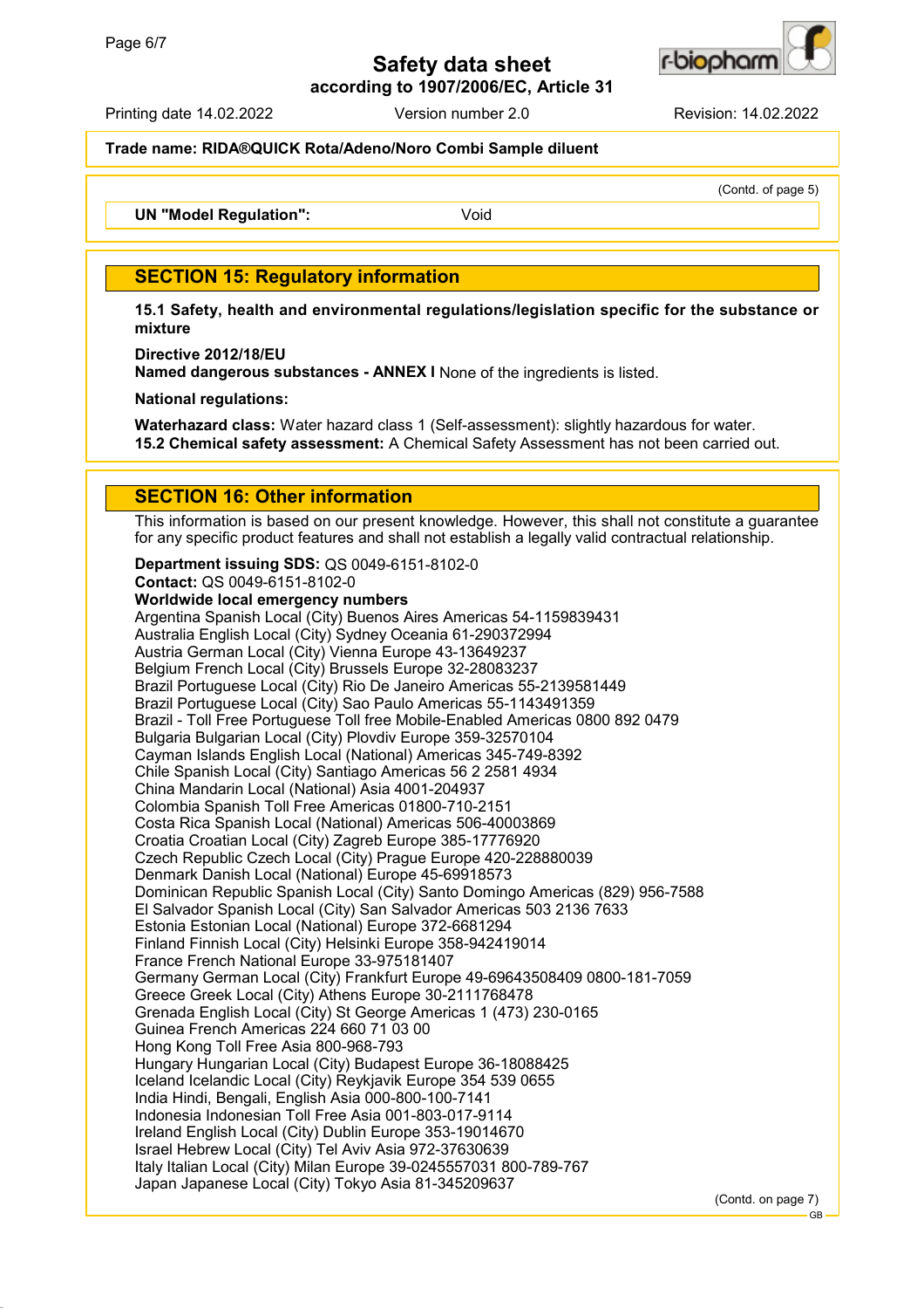**Safety data sheet**
**according to 1907/2006/EC, Article 31**

Printing date 14.02.2022 Version number 2.0 Revision: 14.02.2022

**Trade name: RIDA®QUICK Rota/Adeno/Noro Combi Sample diluent**

(Contd. of page 5)

**UN "Model Regulation":** Void

## SECTION 15: Regulatory information

**15.1 Safety, health and environmental regulations/legislation specific for the substance or mixture**

**Directive 2012/18/EU**
**Named dangerous substances - ANNEX I** None of the ingredients is listed.

**National regulations:**

**Waterhazard class:** Water hazard class 1 (Self-assessment): slightly hazardous for water.
**15.2 Chemical safety assessment:** A Chemical Safety Assessment has not been carried out.

## SECTION 16: Other information

This information is based on our present knowledge. However, this shall not constitute a guarantee for any specific product features and shall not establish a legally valid contractual relationship.

**Department issuing SDS:** QS 0049-6151-8102-0
**Contact:** QS 0049-6151-8102-0
**Worldwide local emergency numbers**
Argentina Spanish Local (City) Buenos Aires Americas 54-1159839431
Australia English Local (City) Sydney Oceania 61-290372994
Austria German Local (City) Vienna Europe 43-13649237
Belgium French Local (City) Brussels Europe 32-28083237
Brazil Portuguese Local (City) Rio De Janeiro Americas 55-2139581449
Brazil Portuguese Local (City) Sao Paulo Americas 55-1143491359
Brazil - Toll Free Portuguese Toll free Mobile-Enabled Americas 0800 892 0479
Bulgaria Bulgarian Local (City) Plovdiv Europe 359-32570104
Cayman Islands English Local (National) Americas 345-749-8392
Chile Spanish Local (City) Santiago Americas 56 2 2581 4934
China Mandarin Local (National) Asia 4001-204937
Colombia Spanish Toll Free Americas 01800-710-2151
Costa Rica Spanish Local (National) Americas 506-40003869
Croatia Croatian Local (City) Zagreb Europe 385-17776920
Czech Republic Czech Local (City) Prague Europe 420-228880039
Denmark Danish Local (National) Europe 45-69918573
Dominican Republic Spanish Local (City) Santo Domingo Americas (829) 956-7588
El Salvador Spanish Local (City) San Salvador Americas 503 2136 7633
Estonia Estonian Local (National) Europe 372-6681294
Finland Finnish Local (City) Helsinki Europe 358-942419014
France French National Europe 33-975181407
Germany German Local (City) Frankfurt Europe 49-69643508409 0800-181-7059
Greece Greek Local (City) Athens Europe 30-2111768478
Grenada English Local (City) St George Americas 1 (473) 230-0165
Guinea French Americas 224 660 71 03 00
Hong Kong Toll Free Asia 800-968-793
Hungary Hungarian Local (City) Budapest Europe 36-18088425
Iceland Icelandic Local (City) Reykjavik Europe 354 539 0655
India Hindi, Bengali, English Asia 000-800-100-7141
Indonesia Indonesian Toll Free Asia 001-803-017-9114
Ireland English Local (City) Dublin Europe 353-19014670
Israel Hebrew Local (City) Tel Aviv Asia 972-37630639
Italy Italian Local (City) Milan Europe 39-0245557031 800-789-767
Japan Japanese Local (City) Tokyo Asia 81-345209637

(Contd. on page 7)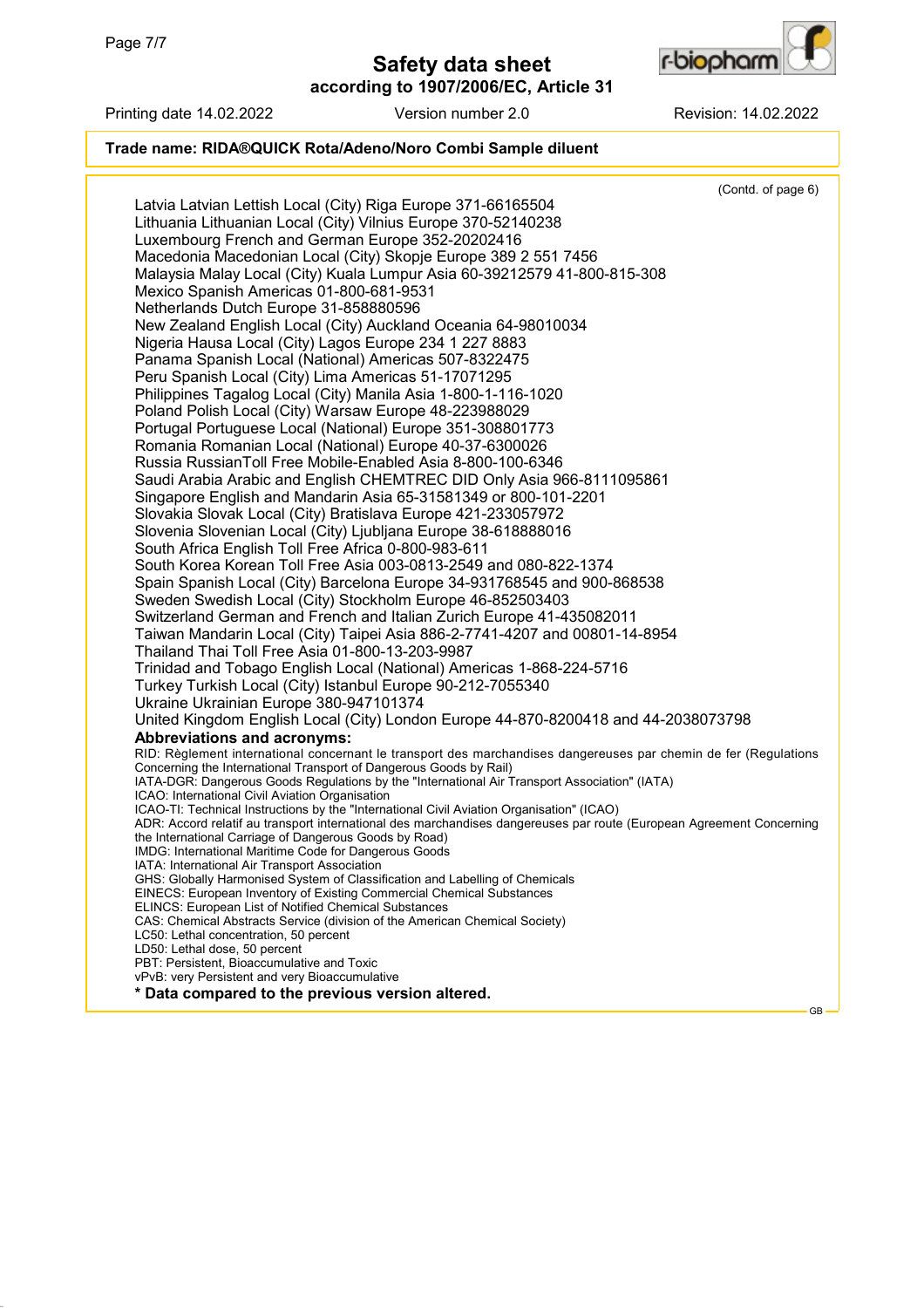**Trade name: RIDA®QUICK Rota/Adeno/Noro Combi Sample diluent**

(Contd. of page 6)

Latvia Latvian Lettish Local (City) Riga Europe 371-66165504
Lithuania Lithuanian Local (City) Vilnius Europe 370-52140238
Luxembourg French and German Europe 352-20202416
Macedonia Macedonian Local (City) Skopje Europe 389 2 551 7456
Malaysia Malay Local (City) Kuala Lumpur Asia 60-39212579 41-800-815-308
Mexico Spanish Americas 01-800-681-9531
Netherlands Dutch Europe 31-858880596
New Zealand English Local (City) Auckland Oceania 64-98010034
Nigeria Hausa Local (City) Lagos Europe 234 1 227 8883
Panama Spanish Local (National) Americas 507-8322475
Peru Spanish Local (City) Lima Americas 51-17071295
Philippines Tagalog Local (City) Manila Asia 1-800-1-116-1020
Poland Polish Local (City) Warsaw Europe 48-223988029
Portugal Portuguese Local (National) Europe 351-308801773
Romania Romanian Local (National) Europe 40-37-6300026
Russia RussianToll Free Mobile-Enabled Asia 8-800-100-6346
Saudi Arabia Arabic and English CHEMTREC DID Only Asia 966-8111095861
Singapore English and Mandarin Asia 65-31581349 or 800-101-2201
Slovakia Slovak Local (City) Bratislava Europe 421-233057972
Slovenia Slovenian Local (City) Ljubljana Europe 38-618888016
South Africa English Toll Free Africa 0-800-983-611
South Korea Korean Toll Free Asia 003-0813-2549 and 080-822-1374
Spain Spanish Local (City) Barcelona Europe 34-931768545 and 900-868538
Sweden Swedish Local (City) Stockholm Europe 46-852503403
Switzerland German and French and Italian Zurich Europe 41-435082011
Taiwan Mandarin Local (City) Taipei Asia 886-2-7741-4207 and 00801-14-8954
Thailand Thai Toll Free Asia 01-800-13-203-9987
Trinidad and Tobago English Local (National) Americas 1-868-224-5716
Turkey Turkish Local (City) Istanbul Europe 90-212-7055340
Ukraine Ukrainian Europe 380-947101374
United Kingdom English Local (City) London Europe 44-870-8200418 and 44-2038073798

**Abbreviations and acronyms:**

RID: Règlement international concernant le transport des marchandises dangereuses par chemin de fer (Regulations Concerning the International Transport of Dangerous Goods by Rail)
IATA-DGR: Dangerous Goods Regulations by the "International Air Transport Association" (IATA)
ICAO: International Civil Aviation Organisation
ICAO-TI: Technical Instructions by the "International Civil Aviation Organisation" (ICAO)
ADR: Accord relatif au transport international des marchandises dangereuses par route (European Agreement Concerning the International Carriage of Dangerous Goods by Road)
IMDG: International Maritime Code for Dangerous Goods
IATA: International Air Transport Association
GHS: Globally Harmonised System of Classification and Labelling of Chemicals
EINECS: European Inventory of Existing Commercial Chemical Substances
ELINCS: European List of Notified Chemical Substances
CAS: Chemical Abstracts Service (division of the American Chemical Society)
LC50: Lethal concentration, 50 percent
LD50: Lethal dose, 50 percent
PBT: Persistent, Bioaccumulative and Toxic
vPvB: very Persistent and very Bioaccumulative

**\* Data compared to the previous version altered.**